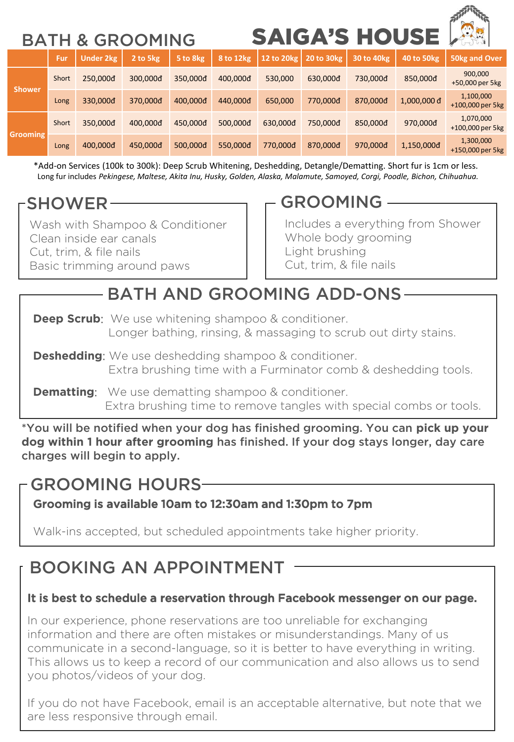# BATH & GROOMING

# SAIGA'S HOUSE

| | Fur | Under 2kg | 2 to 5kg | 5 to 8kg | 8 to 12kg | 12 to 20kg | 20 to 30kg | 30 to 40kg | 40 to 50kg | 50kg and Over |
|---|---|---|---|---|---|---|---|---|---|---|
| Shower | Short | 250,000đ | 300,000đ | 350,000đ | 400,000đ | 530,000 | 630,000đ | 730,000đ | 850,000đ | 900,000 +50,000 per 5kg |
| | Long | 330,000đ | 370,000đ | 400,000đ | 440,000đ | 650,000 | 770,000đ | 870,000đ | 1,000,000 đ | 1,100,000 +100,000 per 5kg |
| Grooming | Short | 350,000đ | 400,000đ | 450,000đ | 500,000đ | 630,000đ | 750,000đ | 850,000đ | 970,000đ | 1,070,000 +100,000 per 5kg |
| | Long | 400,000đ | 450,000đ | 500,000đ | 550,000đ | 770,000đ | 870,000đ | 970,000đ | 1,150,000đ | 1,300,000 +150,000 per 5kg |

*Add-on Services (100k to 300k): Deep Scrub Whitening, Deshedding, Detangle/Dematting. Short fur is 1cm or less.
Long fur includes *Pekingese, Maltese, Akita Inu, Husky, Golden, Alaska, Malamute, Samoyed, Corgi, Poodle, Bichon, Chihuahua.*

## SHOWER

Wash with Shampoo & Conditioner
Clean inside ear canals
Cut, trim, & file nails
Basic trimming around paws

## GROOMING

Includes a everything from Shower
Whole body grooming
Light brushing
Cut, trim, & file nails

## BATH AND GROOMING ADD-ONS

**Deep Scrub**: We use whitening shampoo & conditioner.
Longer bathing, rinsing, & massaging to scrub out dirty stains.

**Deshedding**: We use deshedding shampoo & conditioner.
Extra brushing time with a Furminator comb & deshedding tools.

**Dematting**: We use dematting shampoo & conditioner.
Extra brushing time to remove tangles with special combs or tools.

*You will be notified when your dog has finished grooming. You can **pick up your dog within 1 hour after grooming** has finished. If your dog stays longer, day care charges will begin to apply.

## GROOMING HOURS

**Grooming is available 10am to 12:30am and 1:30pm to 7pm**

Walk-ins accepted, but scheduled appointments take higher priority.

## BOOKING AN APPOINTMENT

**It is best to schedule a reservation through Facebook messenger on our page.**

In our experience, phone reservations are too unreliable for exchanging information and there are often mistakes or misunderstandings. Many of us communicate in a second-language, so it is better to have everything in writing. This allows us to keep a record of our communication and also allows us to send you photos/videos of your dog.

If you do not have Facebook, email is an acceptable alternative, but note that we are less responsive through email.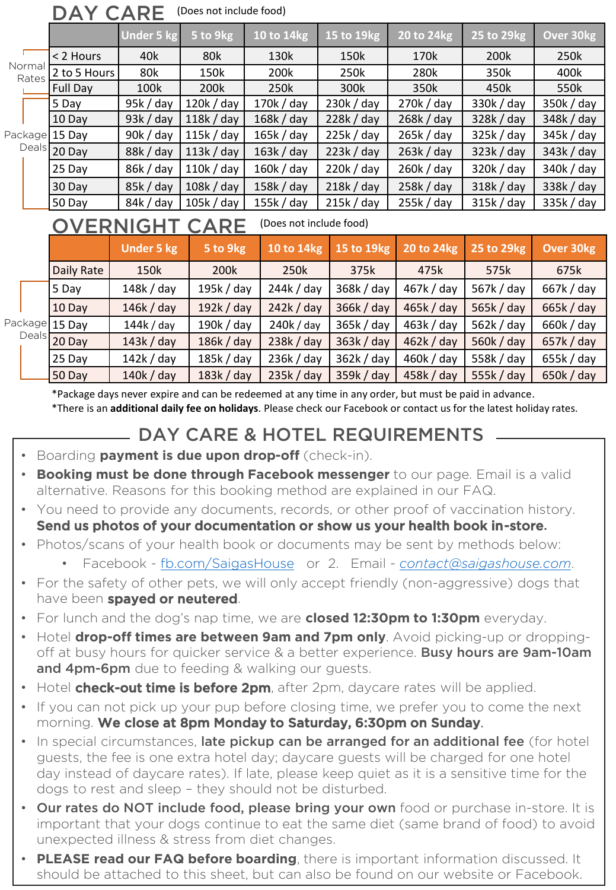# DAY CARE (Does not include food)

| | | Under 5 kg | 5 to 9kg | 10 to 14kg | 15 to 19kg | 20 to 24kg | 25 to 29kg | Over 30kg |
|---|---|---|---|---|---|---|---|---|
| Normal Rates | < 2 Hours | 40k | 80k | 130k | 150k | 170k | 200k | 250k |
| | 2 to 5 Hours | 80k | 150k | 200k | 250k | 280k | 350k | 400k |
| | Full Day | 100k | 200k | 250k | 300k | 350k | 450k | 550k |
| Package Deals | 5 Day | 95k / day | 120k / day | 170k / day | 230k / day | 270k / day | 330k / day | 350k / day |
| | 10 Day | 93k / day | 118k / day | 168k / day | 228k / day | 268k / day | 328k / day | 348k / day |
| | 15 Day | 90k / day | 115k / day | 165k / day | 225k / day | 265k / day | 325k / day | 345k / day |
| | 20 Day | 88k / day | 113k / day | 163k / day | 223k / day | 263k / day | 323k / day | 343k / day |
| | 25 Day | 86k / day | 110k / day | 160k / day | 220k / day | 260k / day | 320k / day | 340k / day |
| | 30 Day | 85k / day | 108k / day | 158k / day | 218k / day | 258k / day | 318k / day | 338k / day |
| | 50 Day | 84k / day | 105k / day | 155k / day | 215k / day | 255k / day | 315k / day | 335k / day |

# OVERNIGHT CARE (Does not include food)

| | | Under 5 kg | 5 to 9kg | 10 to 14kg | 15 to 19kg | 20 to 24kg | 25 to 29kg | Over 30kg |
|---|---|---|---|---|---|---|---|---|
| | Daily Rate | 150k | 200k | 250k | 375k | 475k | 575k | 675k |
| Package Deals | 5 Day | 148k / day | 195k / day | 244k / day | 368k / day | 467k / day | 567k / day | 667k / day |
| | 10 Day | 146k / day | 192k / day | 242k / day | 366k / day | 465k / day | 565k / day | 665k / day |
| | 15 Day | 144k / day | 190k / day | 240k / day | 365k / day | 463k / day | 562k / day | 660k / day |
| | 20 Day | 143k / day | 186k / day | 238k / day | 363k / day | 462k / day | 560k / day | 657k / day |
| | 25 Day | 142k / day | 185k / day | 236k / day | 362k / day | 460k / day | 558k / day | 655k / day |
| | 50 Day | 140k / day | 183k / day | 235k / day | 359k / day | 458k / day | 555k / day | 650k / day |

*Package days never expire and can be redeemed at any time in any order, but must be paid in advance.

*There is an **additional daily fee on holidays**. Please check our Facebook or contact us for the latest holiday rates.

## DAY CARE & HOTEL REQUIREMENTS

- Boarding **payment is due upon drop-off** (check-in).
- **Booking must be done through Facebook messenger** to our page. Email is a valid alternative. Reasons for this booking method are explained in our FAQ.
- You need to provide any documents, records, or other proof of vaccination history. **Send us photos of your documentation or show us your health book in-store.**
- Photos/scans of your health book or documents may be sent by methods below:
  - Facebook - fb.com/SaigasHouse or 2. Email - *contact@saigashouse.com*.
- For the safety of other pets, we will only accept friendly (non-aggressive) dogs that have been **spayed or neutered**.
- For lunch and the dog's nap time, we are **closed 12:30pm to 1:30pm** everyday.
- Hotel **drop-off times are between 9am and 7pm only**. Avoid picking-up or dropping-off at busy hours for quicker service & a better experience. **Busy hours are 9am-10am and 4pm-6pm** due to feeding & walking our guests.
- Hotel **check-out time is before 2pm**, after 2pm, daycare rates will be applied.
- If you can not pick up your pup before closing time, we prefer you to come the next morning. **We close at 8pm Monday to Saturday, 6:30pm on Sunday**.
- In special circumstances, **late pickup can be arranged for an additional fee** (for hotel guests, the fee is one extra hotel day; daycare guests will be charged for one hotel day instead of daycare rates). If late, please keep quiet as it is a sensitive time for the dogs to rest and sleep – they should not be disturbed.
- **Our rates do NOT include food, please bring your own** food or purchase in-store. It is important that your dogs continue to eat the same diet (same brand of food) to avoid unexpected illness & stress from diet changes.
- **PLEASE read our FAQ before boarding**, there is important information discussed. It should be attached to this sheet, but can also be found on our website or Facebook.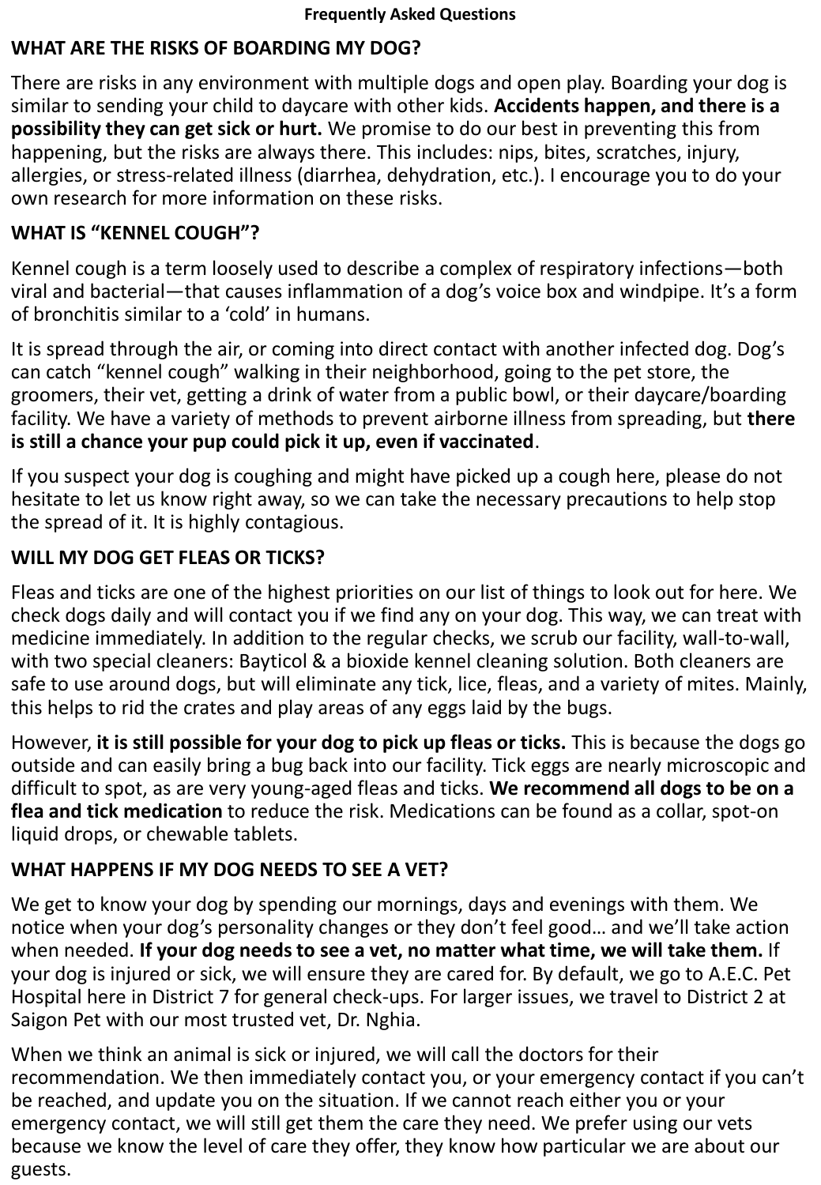**Frequently Asked Questions**

## WHAT ARE THE RISKS OF BOARDING MY DOG?

There are risks in any environment with multiple dogs and open play. Boarding your dog is similar to sending your child to daycare with other kids. **Accidents happen, and there is a possibility they can get sick or hurt.** We promise to do our best in preventing this from happening, but the risks are always there. This includes: nips, bites, scratches, injury, allergies, or stress-related illness (diarrhea, dehydration, etc.). I encourage you to do your own research for more information on these risks.

## WHAT IS "KENNEL COUGH"?

Kennel cough is a term loosely used to describe a complex of respiratory infections—both viral and bacterial—that causes inflammation of a dog's voice box and windpipe. It's a form of bronchitis similar to a 'cold' in humans.

It is spread through the air, or coming into direct contact with another infected dog. Dog's can catch "kennel cough" walking in their neighborhood, going to the pet store, the groomers, their vet, getting a drink of water from a public bowl, or their daycare/boarding facility. We have a variety of methods to prevent airborne illness from spreading, but **there is still a chance your pup could pick it up, even if vaccinated**.

If you suspect your dog is coughing and might have picked up a cough here, please do not hesitate to let us know right away, so we can take the necessary precautions to help stop the spread of it. It is highly contagious.

## WILL MY DOG GET FLEAS OR TICKS?

Fleas and ticks are one of the highest priorities on our list of things to look out for here. We check dogs daily and will contact you if we find any on your dog. This way, we can treat with medicine immediately. In addition to the regular checks, we scrub our facility, wall-to-wall, with two special cleaners: Bayticol & a bioxide kennel cleaning solution. Both cleaners are safe to use around dogs, but will eliminate any tick, lice, fleas, and a variety of mites. Mainly, this helps to rid the crates and play areas of any eggs laid by the bugs.

However, **it is still possible for your dog to pick up fleas or ticks.** This is because the dogs go outside and can easily bring a bug back into our facility. Tick eggs are nearly microscopic and difficult to spot, as are very young-aged fleas and ticks. **We recommend all dogs to be on a flea and tick medication** to reduce the risk. Medications can be found as a collar, spot-on liquid drops, or chewable tablets.

## WHAT HAPPENS IF MY DOG NEEDS TO SEE A VET?

We get to know your dog by spending our mornings, days and evenings with them. We notice when your dog's personality changes or they don't feel good… and we'll take action when needed. **If your dog needs to see a vet, no matter what time, we will take them.** If your dog is injured or sick, we will ensure they are cared for. By default, we go to A.E.C. Pet Hospital here in District 7 for general check-ups. For larger issues, we travel to District 2 at Saigon Pet with our most trusted vet, Dr. Nghia.

When we think an animal is sick or injured, we will call the doctors for their recommendation. We then immediately contact you, or your emergency contact if you can't be reached, and update you on the situation. If we cannot reach either you or your emergency contact, we will still get them the care they need. We prefer using our vets because we know the level of care they offer, they know how particular we are about our guests.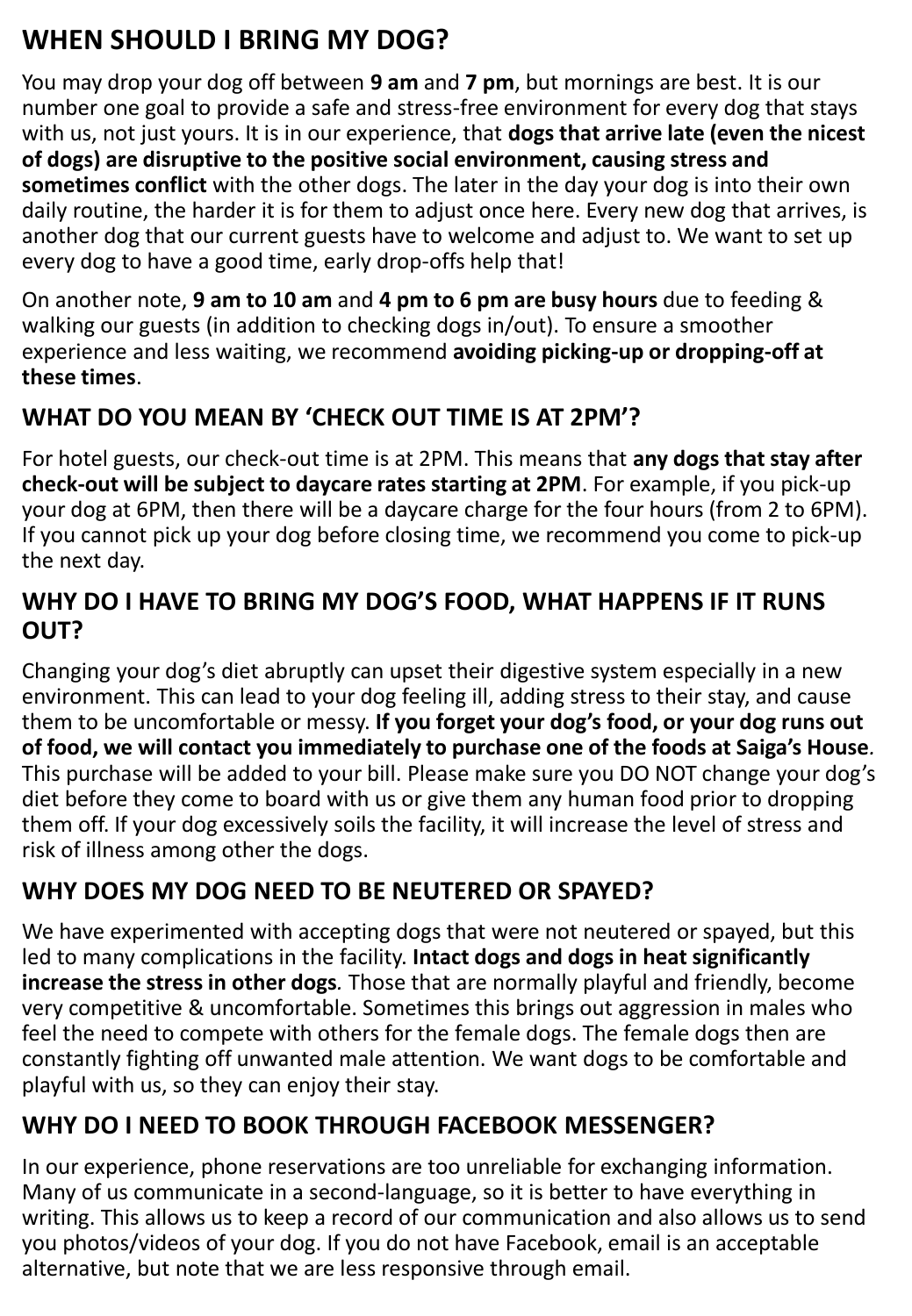## WHEN SHOULD I BRING MY DOG?

You may drop your dog off between **9 am** and **7 pm**, but mornings are best. It is our number one goal to provide a safe and stress-free environment for every dog that stays with us, not just yours. It is in our experience, that **dogs that arrive late (even the nicest of dogs) are disruptive to the positive social environment, causing stress and sometimes conflict** with the other dogs. The later in the day your dog is into their own daily routine, the harder it is for them to adjust once here. Every new dog that arrives, is another dog that our current guests have to welcome and adjust to. We want to set up every dog to have a good time, early drop-offs help that!

On another note, **9 am to 10 am** and **4 pm to 6 pm are busy hours** due to feeding & walking our guests (in addition to checking dogs in/out). To ensure a smoother experience and less waiting, we recommend **avoiding picking-up or dropping-off at these times**.

## WHAT DO YOU MEAN BY 'CHECK OUT TIME IS AT 2PM'?

For hotel guests, our check-out time is at 2PM. This means that **any dogs that stay after check-out will be subject to daycare rates starting at 2PM**. For example, if you pick-up your dog at 6PM, then there will be a daycare charge for the four hours (from 2 to 6PM). If you cannot pick up your dog before closing time, we recommend you come to pick-up the next day.

## WHY DO I HAVE TO BRING MY DOG'S FOOD, WHAT HAPPENS IF IT RUNS OUT?

Changing your dog's diet abruptly can upset their digestive system especially in a new environment. This can lead to your dog feeling ill, adding stress to their stay, and cause them to be uncomfortable or messy. **If you forget your dog's food, or your dog runs out of food, we will contact you immediately to purchase one of the foods at Saiga's House**. This purchase will be added to your bill. Please make sure you DO NOT change your dog's diet before they come to board with us or give them any human food prior to dropping them off. If your dog excessively soils the facility, it will increase the level of stress and risk of illness among other the dogs.

## WHY DOES MY DOG NEED TO BE NEUTERED OR SPAYED?

We have experimented with accepting dogs that were not neutered or spayed, but this led to many complications in the facility. **Intact dogs and dogs in heat significantly increase the stress in other dogs***.* Those that are normally playful and friendly, become very competitive & uncomfortable. Sometimes this brings out aggression in males who feel the need to compete with others for the female dogs. The female dogs then are constantly fighting off unwanted male attention. We want dogs to be comfortable and playful with us, so they can enjoy their stay.

## WHY DO I NEED TO BOOK THROUGH FACEBOOK MESSENGER?

In our experience, phone reservations are too unreliable for exchanging information. Many of us communicate in a second-language, so it is better to have everything in writing. This allows us to keep a record of our communication and also allows us to send you photos/videos of your dog. If you do not have Facebook, email is an acceptable alternative, but note that we are less responsive through email.